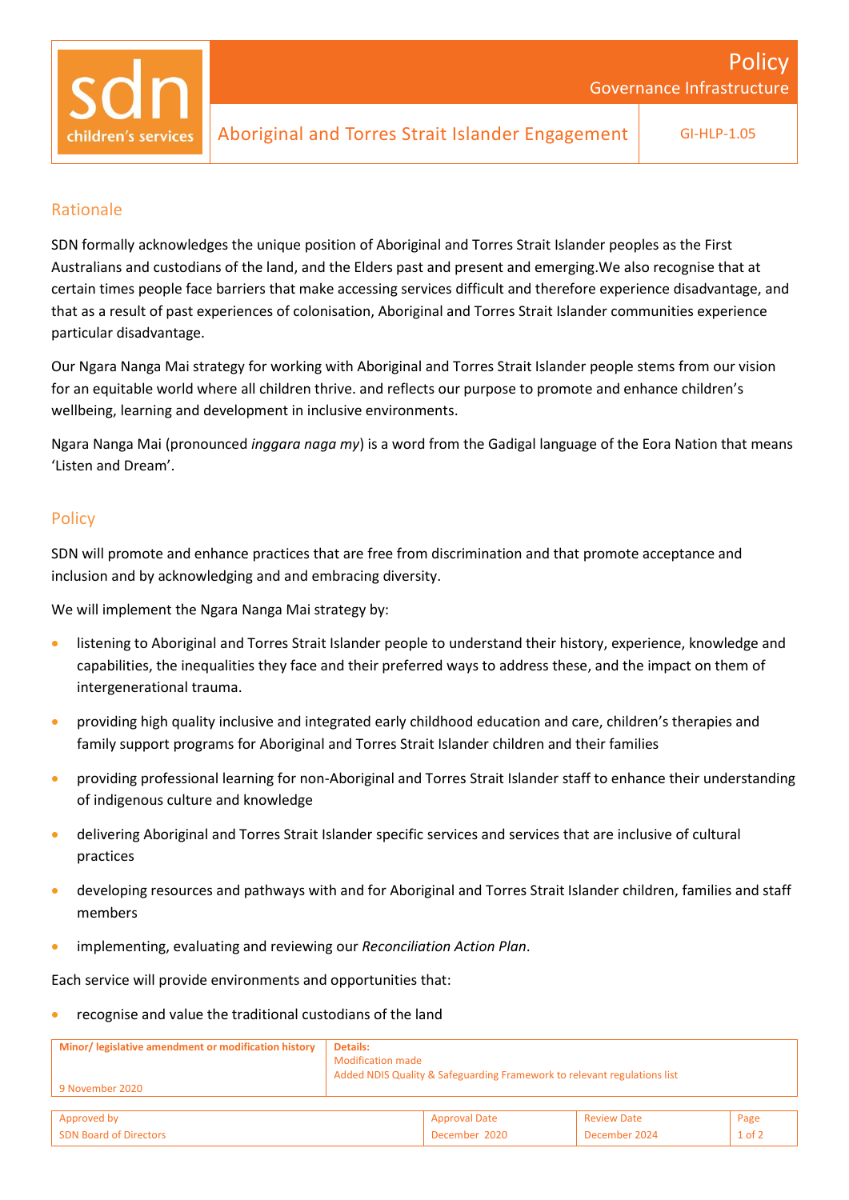# Policy

## Governance Infrastructure

sdn children's services

**Aboriginal and Torres Strait Islander Engagement** | GI-HLP-1.05

## Rationale

SDN formally acknowledges the unique position of Aboriginal and Torres Strait Islander peoples as the First Australians and custodians of the land, and the Elders past and present and emerging.We also recognise that at certain times people face barriers that make accessing services difficult and therefore experience disadvantage, and that as a result of past experiences of colonisation, Aboriginal and Torres Strait Islander communities experience particular disadvantage.

Our Ngara Nanga Mai strategy for working with Aboriginal and Torres Strait Islander people stems from our vision for an equitable world where all children thrive. and reflects our purpose to promote and enhance children's wellbeing, learning and development in inclusive environments.

Ngara Nanga Mai (pronounced *inggara naga my*) is a word from the Gadigal language of the Eora Nation that means 'Listen and Dream'.

## Policy

SDN will promote and enhance practices that are free from discrimination and that promote acceptance and inclusion and by acknowledging and and embracing diversity.

We will implement the Ngara Nanga Mai strategy by:

- listening to Aboriginal and Torres Strait Islander people to understand their history, experience, knowledge and capabilities, the inequalities they face and their preferred ways to address these, and the impact on them of intergenerational trauma.
- providing high quality inclusive and integrated early childhood education and care, children's therapies and family support programs for Aboriginal and Torres Strait Islander children and their families
- providing professional learning for non-Aboriginal and Torres Strait Islander staff to enhance their understanding of indigenous culture and knowledge
- delivering Aboriginal and Torres Strait Islander specific services and services that are inclusive of cultural practices
- developing resources and pathways with and for Aboriginal and Torres Strait Islander children, families and staff members
- implementing, evaluating and reviewing our *Reconciliation Action Plan*.

Each service will provide environments and opportunities that:

- recognise and value the traditional custodians of the land

| Minor/ legislative amendment or modification history | Details: |
|---|---|
| 9 November 2020 | Modification made<br>Added NDIS Quality & Safeguarding Framework to relevant regulations list |

| Approved by | Approval Date | Review Date | Page |
|---|---|---|---|
| SDN Board of Directors | December 2020 | December 2024 | 1 of 2 |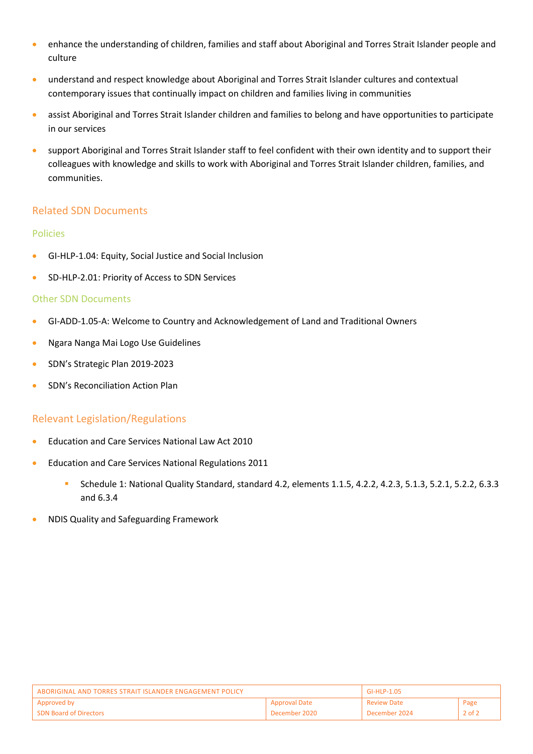- enhance the understanding of children, families and staff about Aboriginal and Torres Strait Islander people and culture
- understand and respect knowledge about Aboriginal and Torres Strait Islander cultures and contextual contemporary issues that continually impact on children and families living in communities
- assist Aboriginal and Torres Strait Islander children and families to belong and have opportunities to participate in our services
- support Aboriginal and Torres Strait Islander staff to feel confident with their own identity and to support their colleagues with knowledge and skills to work with Aboriginal and Torres Strait Islander children, families, and communities.

## Related SDN Documents

### Policies

- GI-HLP-1.04: Equity, Social Justice and Social Inclusion
- SD-HLP-2.01: Priority of Access to SDN Services

### Other SDN Documents

- GI-ADD-1.05-A: Welcome to Country and Acknowledgement of Land and Traditional Owners
- Ngara Nanga Mai Logo Use Guidelines
- SDN's Strategic Plan 2019-2023
- SDN's Reconciliation Action Plan

## Relevant Legislation/Regulations

- Education and Care Services National Law Act 2010
- Education and Care Services National Regulations 2011
  - Schedule 1: National Quality Standard, standard 4.2, elements 1.1.5, 4.2.2, 4.2.3, 5.1.3, 5.2.1, 5.2.2, 6.3.3 and 6.3.4
- NDIS Quality and Safeguarding Framework